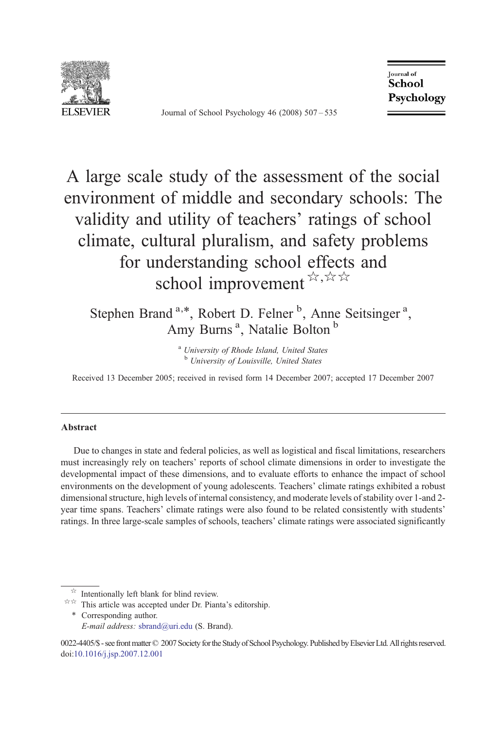# A large scale study of the assessment of the social environment of middle and secondary schools: The validity and utility of teachers' ratings of school climate, cultural pluralism, and safety problems for understanding school effects and school improvement ☆,☆☆

Stephen Brand [a,*], Robert D. Felner [b], Anne Seitsinger [a], Amy Burns [a], Natalie Bolton [b]

[a] *University of Rhode Island, United States*
[b] *University of Louisville, United States*

Received 13 December 2005; received in revised form 14 December 2007; accepted 17 December 2007

## Abstract

Due to changes in state and federal policies, as well as logistical and fiscal limitations, researchers must increasingly rely on teachers' reports of school climate dimensions in order to investigate the developmental impact of these dimensions, and to evaluate efforts to enhance the impact of school environments on the development of young adolescents. Teachers' climate ratings exhibited a robust dimensional structure, high levels of internal consistency, and moderate levels of stability over 1-and 2-year time spans. Teachers' climate ratings were also found to be related consistently with students' ratings. In three large-scale samples of schools, teachers' climate ratings were associated significantly

☆ Intentionally left blank for blind review.
☆☆ This article was accepted under Dr. Pianta's editorship.
\* Corresponding author.
*E-mail address:* sbrand@uri.edu (S. Brand).

0022-4405/$ - see front matter © 2007 Society for the Study of School Psychology. Published by Elsevier Ltd. All rights reserved.
doi:10.1016/j.jsp.2007.12.001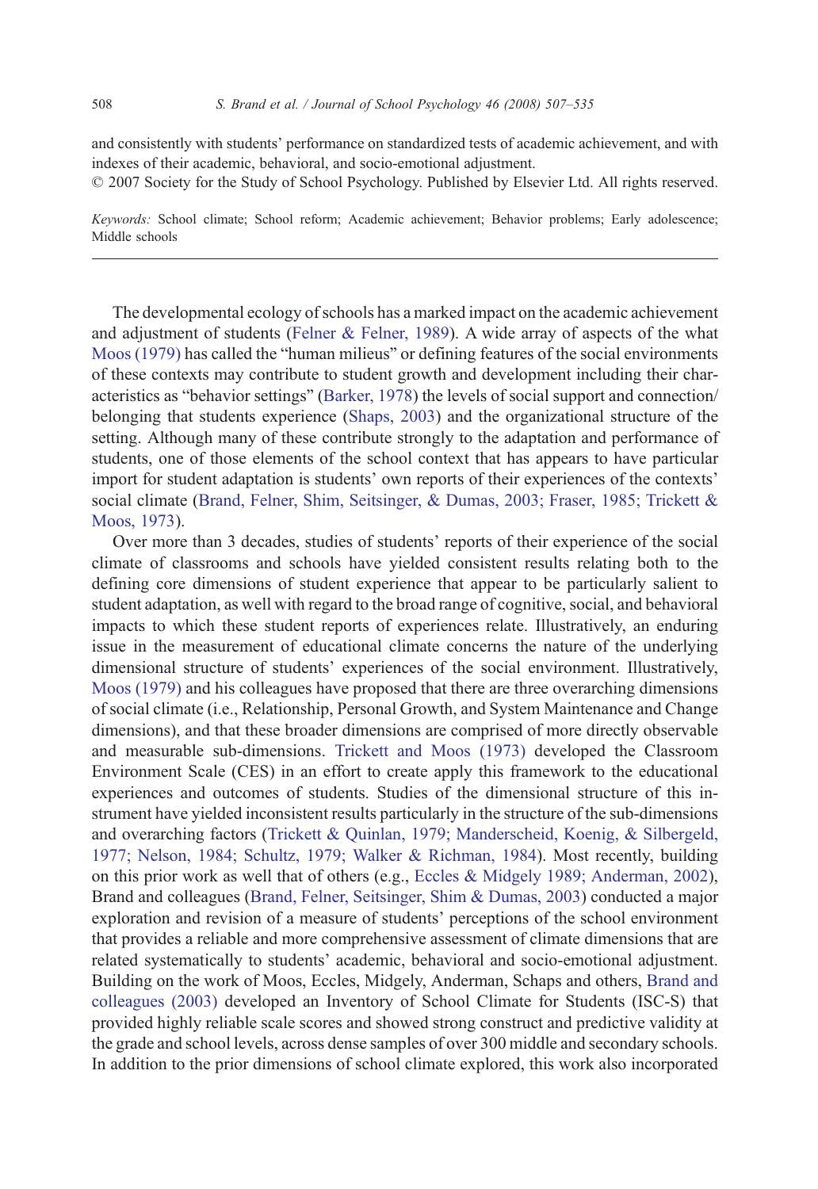and consistently with students' performance on standardized tests of academic achievement, and with indexes of their academic, behavioral, and socio-emotional adjustment.

© 2007 Society for the Study of School Psychology. Published by Elsevier Ltd. All rights reserved.

*Keywords:* School climate; School reform; Academic achievement; Behavior problems; Early adolescence; Middle schools

---

The developmental ecology of schools has a marked impact on the academic achievement and adjustment of students (Felner & Felner, 1989). A wide array of aspects of the what Moos (1979) has called the "human milieus" or defining features of the social environments of these contexts may contribute to student growth and development including their characteristics as "behavior settings" (Barker, 1978) the levels of social support and connection/belonging that students experience (Shaps, 2003) and the organizational structure of the setting. Although many of these contribute strongly to the adaptation and performance of students, one of those elements of the school context that has appears to have particular import for student adaptation is students' own reports of their experiences of the contexts' social climate (Brand, Felner, Shim, Seitsinger, & Dumas, 2003; Fraser, 1985; Trickett & Moos, 1973).

Over more than 3 decades, studies of students' reports of their experience of the social climate of classrooms and schools have yielded consistent results relating both to the defining core dimensions of student experience that appear to be particularly salient to student adaptation, as well with regard to the broad range of cognitive, social, and behavioral impacts to which these student reports of experiences relate. Illustratively, an enduring issue in the measurement of educational climate concerns the nature of the underlying dimensional structure of students' experiences of the social environment. Illustratively, Moos (1979) and his colleagues have proposed that there are three overarching dimensions of social climate (i.e., Relationship, Personal Growth, and System Maintenance and Change dimensions), and that these broader dimensions are comprised of more directly observable and measurable sub-dimensions. Trickett and Moos (1973) developed the Classroom Environment Scale (CES) in an effort to create apply this framework to the educational experiences and outcomes of students. Studies of the dimensional structure of this instrument have yielded inconsistent results particularly in the structure of the sub-dimensions and overarching factors (Trickett & Quinlan, 1979; Manderscheid, Koenig, & Silbergeld, 1977; Nelson, 1984; Schultz, 1979; Walker & Richman, 1984). Most recently, building on this prior work as well that of others (e.g., Eccles & Midgely 1989; Anderman, 2002), Brand and colleagues (Brand, Felner, Seitsinger, Shim & Dumas, 2003) conducted a major exploration and revision of a measure of students' perceptions of the school environment that provides a reliable and more comprehensive assessment of climate dimensions that are related systematically to students' academic, behavioral and socio-emotional adjustment. Building on the work of Moos, Eccles, Midgely, Anderman, Schaps and others, Brand and colleagues (2003) developed an Inventory of School Climate for Students (ISC-S) that provided highly reliable scale scores and showed strong construct and predictive validity at the grade and school levels, across dense samples of over 300 middle and secondary schools. In addition to the prior dimensions of school climate explored, this work also incorporated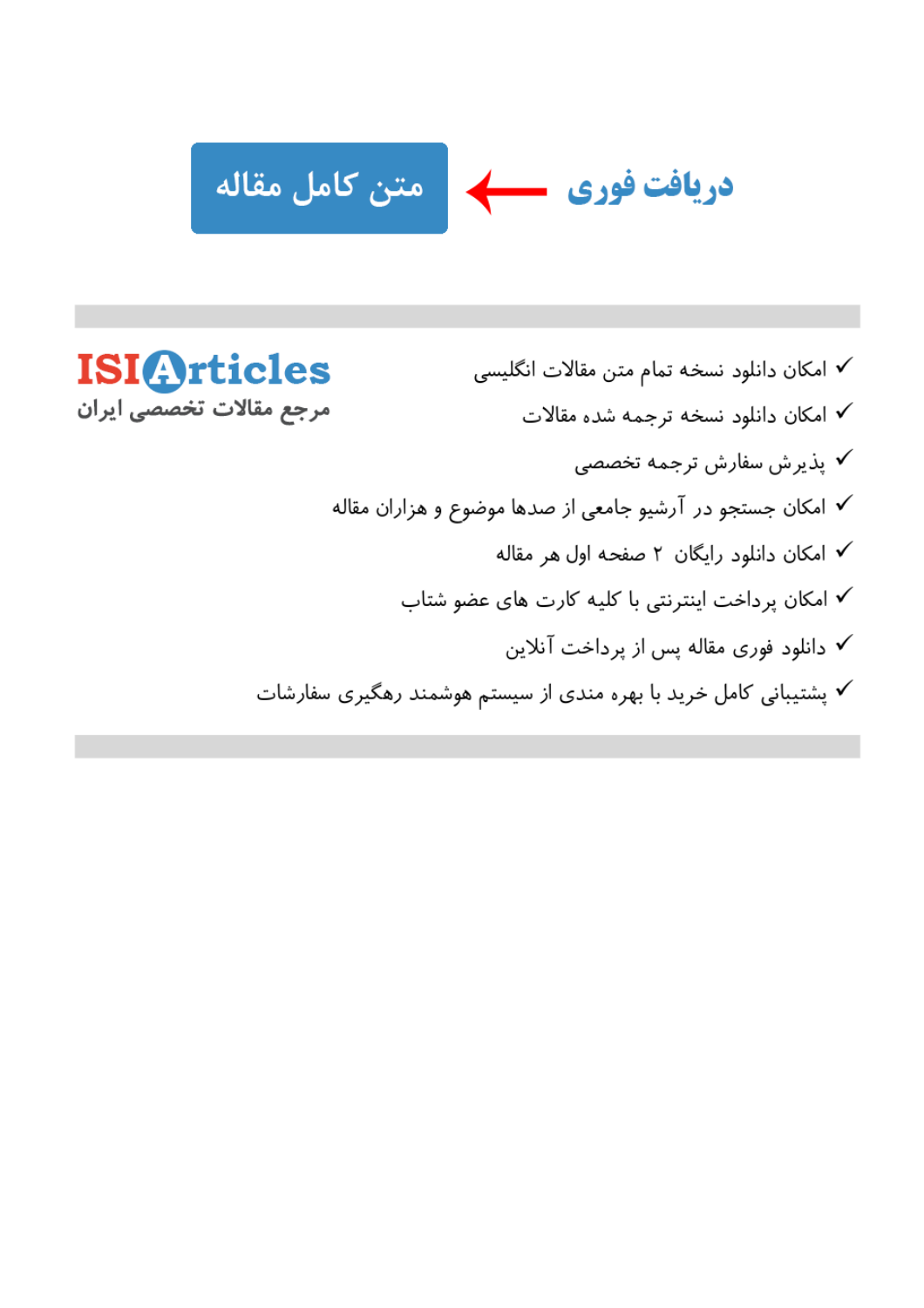دریافت فوری ← **متن کامل مقاله**

**ISIArticles**
مرجع مقالات تخصصی ایران

- ✓ امکان دانلود نسخه تمام متن مقالات انگلیسی
- ✓ امکان دانلود نسخه ترجمه شده مقالات
- ✓ پذیرش سفارش ترجمه تخصصی
- ✓ امکان جستجو در آرشیو جامعی از صدها موضوع و هزاران مقاله
- ✓ امکان دانلود رایگان ۲ صفحه اول هر مقاله
- ✓ امکان پرداخت اینترنتی با کلیه کارت های عضو شتاب
- ✓ دانلود فوری مقاله پس از پرداخت آنلاین
- ✓ پشتیبانی کامل خرید با بهره مندی از سیستم هوشمند رهگیری سفارشات